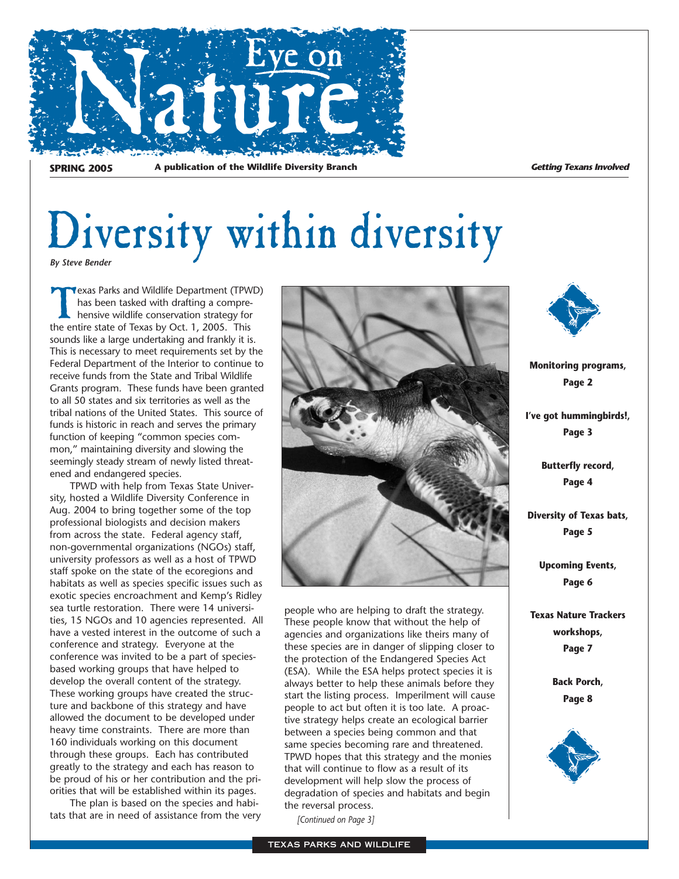# Eye on Nature

**SPRING 2005** **A publication of the Wildlife Diversity Branch** ***Getting Texans Involved***

# Diversity within diversity

*By Steve Bender*

Texas Parks and Wildlife Department (TPWD) has been tasked with drafting a comprehensive wildlife conservation strategy for the entire state of Texas by Oct. 1, 2005. This sounds like a large undertaking and frankly it is. This is necessary to meet requirements set by the Federal Department of the Interior to continue to receive funds from the State and Tribal Wildlife Grants program. These funds have been granted to all 50 states and six territories as well as the tribal nations of the United States. This source of funds is historic in reach and serves the primary function of keeping "common species common," maintaining diversity and slowing the seemingly steady stream of newly listed threatened and endangered species.

TPWD with help from Texas State University, hosted a Wildlife Diversity Conference in Aug. 2004 to bring together some of the top professional biologists and decision makers from across the state. Federal agency staff, non-governmental organizations (NGOs) staff, university professors as well as a host of TPWD staff spoke on the state of the ecoregions and habitats as well as species specific issues such as exotic species encroachment and Kemp's Ridley sea turtle restoration. There were 14 universities, 15 NGOs and 10 agencies represented. All have a vested interest in the outcome of such a conference and strategy. Everyone at the conference was invited to be a part of species-based working groups that have helped to develop the overall content of the strategy. These working groups have created the structure and backbone of this strategy and have allowed the document to be developed under heavy time constraints. There are more than 160 individuals working on this document through these groups. Each has contributed greatly to the strategy and each has reason to be proud of his or her contribution and the priorities that will be established within its pages.

The plan is based on the species and habitats that are in need of assistance from the very people who are helping to draft the strategy. These people know that without the help of agencies and organizations like theirs many of these species are in danger of slipping closer to the protection of the Endangered Species Act (ESA). While the ESA helps protect species it is always better to help these animals before they start the listing process. Imperilment will cause people to act but often it is too late. A proactive strategy helps create an ecological barrier between a species being common and that same species becoming rare and threatened. TPWD hopes that this strategy and the monies that will continue to flow as a result of its development will help slow the process of degradation of species and habitats and begin the reversal process.

*[Continued on Page 3]*

**Monitoring programs, Page 2**

**I've got hummingbirds!, Page 3**

**Butterfly record, Page 4**

**Diversity of Texas bats, Page 5**

**Upcoming Events, Page 6**

**Texas Nature Trackers workshops, Page 7**

**Back Porch, Page 8**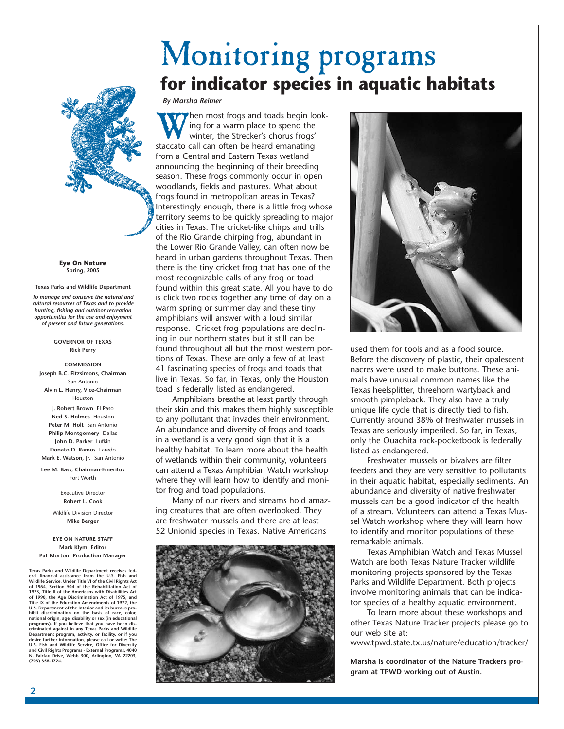# Monitoring programs

## for indicator species in aquatic habitats

*By Marsha Reimer*

When most frogs and toads begin looking for a warm place to spend the winter, the Strecker's chorus frogs' staccato call can often be heard emanating from a Central and Eastern Texas wetland announcing the beginning of their breeding season. These frogs commonly occur in open woodlands, fields and pastures. What about frogs found in metropolitan areas in Texas? Interestingly enough, there is a little frog whose territory seems to be quickly spreading to major cities in Texas. The cricket-like chirps and trills of the Rio Grande chirping frog, abundant in the Lower Rio Grande Valley, can often now be heard in urban gardens throughout Texas. Then there is the tiny cricket frog that has one of the most recognizable calls of any frog or toad found within this great state. All you have to do is click two rocks together any time of day on a warm spring or summer day and these tiny amphibians will answer with a loud similar response. Cricket frog populations are declining in our northern states but it still can be found throughout all but the most western portions of Texas. These are only a few of at least 41 fascinating species of frogs and toads that live in Texas. So far, in Texas, only the Houston toad is federally listed as endangered.

Amphibians breathe at least partly through their skin and this makes them highly susceptible to any pollutant that invades their environment. An abundance and diversity of frogs and toads in a wetland is a very good sign that it is a healthy habitat. To learn more about the health of wetlands within their community, volunteers can attend a Texas Amphibian Watch workshop where they will learn how to identify and monitor frog and toad populations.

Many of our rivers and streams hold amazing creatures that are often overlooked. They are freshwater mussels and there are at least 52 Unionid species in Texas. Native Americans used them for tools and as a food source. Before the discovery of plastic, their opalescent nacres were used to make buttons. These animals have unusual common names like the Texas heelsplitter, threehorn wartyback and smooth pimpleback. They also have a truly unique life cycle that is directly tied to fish. Currently around 38% of freshwater mussels in Texas are seriously imperiled. So far, in Texas, only the Ouachita rock-pocketbook is federally listed as endangered.

Freshwater mussels or bivalves are filter feeders and they are very sensitive to pollutants in their aquatic habitat, especially sediments. An abundance and diversity of native freshwater mussels can be a good indicator of the health of a stream. Volunteers can attend a Texas Mussel Watch workshop where they will learn how to identify and monitor populations of these remarkable animals.

Texas Amphibian Watch and Texas Mussel Watch are both Texas Nature Tracker wildlife monitoring projects sponsored by the Texas Parks and Wildlife Department. Both projects involve monitoring animals that can be indicator species of a healthy aquatic environment.

To learn more about these workshops and other Texas Nature Tracker projects please go to our web site at:

www.tpwd.state.tx.us/nature/education/tracker/

**Marsha is coordinator of the Nature Trackers program at TPWD working out of Austin.**

---

**Eye On Nature**
**Spring, 2005**

**Texas Parks and Wildlife Department**

***To manage and conserve the natural and cultural resources of Texas and to provide hunting, fishing and outdoor recreation opportunities for the use and enjoyment of present and future generations.***

**GOVERNOR OF TEXAS**
**Rick Perry**

**COMMISSION**
**Joseph B.C. Fitzsimons, Chairman** San Antonio
**Alvin L. Henry, Vice-Chairman** Houston
**J. Robert Brown** El Paso
**Ned S. Holmes** Houston
**Peter M. Holt** San Antonio
**Philip Montgomery** Dallas
**John D. Parker** Lufkin
**Donato D. Ramos** Laredo
**Mark E. Watson, Jr.** San Antonio

**Lee M. Bass, Chairman-Emeritus** Fort Worth

Executive Director
**Robert L. Cook**

Wildlife Division Director
**Mike Berger**

**EYE ON NATURE STAFF**
**Mark Klym Editor**
**Pat Morton Production Manager**

**Texas Parks and Wildlife Department receives federal financial assistance from the U.S. Fish and Wildlife Service. Under Title VI of the Civil Rights Act of 1964, Section 504 of the Rehabilitation Act of 1973, Title II of the Americans with Disabilities Act of 1990, the Age Discrimination Act of 1975, and Title IX of the Education Amendments of 1972, the U.S. Department of the Interior and its bureaus prohibit discrimination on the basis of race, color, national origin, age, disability or sex (in educational programs). If you believe that you have been discriminated against in any Texas Parks and Wildlife Department program, activity, or facility, or if you desire further information, please call or write: The U.S. Fish and Wildlife Service, Office for Diversity and Civil Rights Programs - External Programs, 4040 N. Fairfax Drive, Webb 300, Arlington, VA 22203, (703) 358-1724.**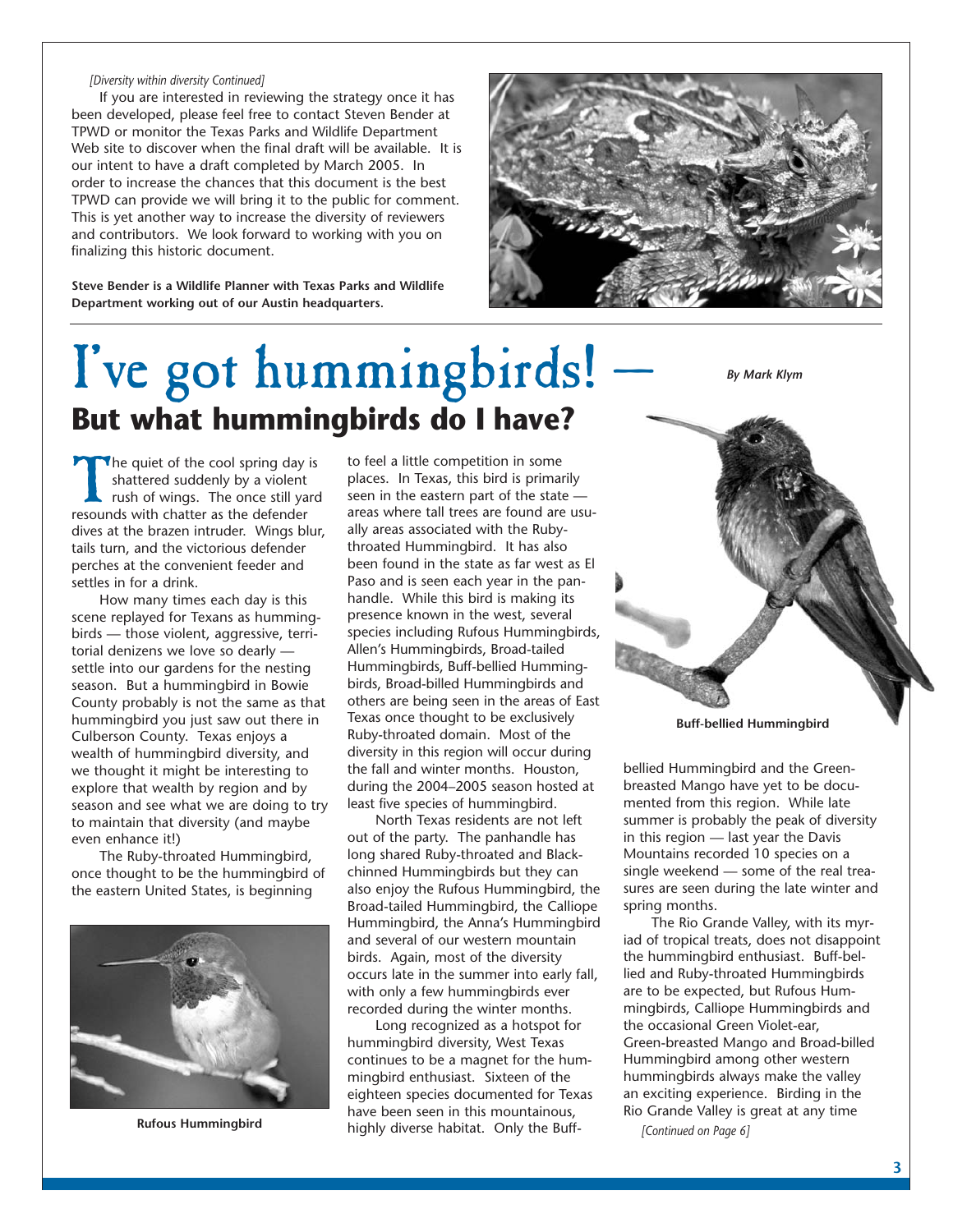*[Diversity within diversity Continued]*

If you are interested in reviewing the strategy once it has been developed, please feel free to contact Steven Bender at TPWD or monitor the Texas Parks and Wildlife Department Web site to discover when the final draft will be available. It is our intent to have a draft completed by March 2005. In order to increase the chances that this document is the best TPWD can provide we will bring it to the public for comment. This is yet another way to increase the diversity of reviewers and contributors. We look forward to working with you on finalizing this historic document.

**Steve Bender is a Wildlife Planner with Texas Parks and Wildlife Department working out of our Austin headquarters.**

# I've got hummingbirds! —

## But what hummingbirds do I have?

***By Mark Klym***

The quiet of the cool spring day is shattered suddenly by a violent rush of wings. The once still yard resounds with chatter as the defender dives at the brazen intruder. Wings blur, tails turn, and the victorious defender perches at the convenient feeder and settles in for a drink.

How many times each day is this scene replayed for Texans as hummingbirds — those violent, aggressive, territorial denizens we love so dearly — settle into our gardens for the nesting season. But a hummingbird in Bowie County probably is not the same as that hummingbird you just saw out there in Culberson County. Texas enjoys a wealth of hummingbird diversity, and we thought it might be interesting to explore that wealth by region and by season and see what we are doing to try to maintain that diversity (and maybe even enhance it!)

The Ruby-throated Hummingbird, once thought to be the hummingbird of the eastern United States, is beginning to feel a little competition in some places. In Texas, this bird is primarily seen in the eastern part of the state — areas where tall trees are found are usually areas associated with the Ruby-throated Hummingbird. It has also been found in the state as far west as El Paso and is seen each year in the panhandle. While this bird is making its presence known in the west, several species including Rufous Hummingbirds, Allen's Hummingbirds, Broad-tailed Hummingbirds, Buff-bellied Hummingbirds, Broad-billed Hummingbirds and others are being seen in the areas of East Texas once thought to be exclusively Ruby-throated domain. Most of the diversity in this region will occur during the fall and winter months. Houston, during the 2004–2005 season hosted at least five species of hummingbird.

**Rufous Hummingbird**

North Texas residents are not left out of the party. The panhandle has long shared Ruby-throated and Black-chinned Hummingbirds but they can also enjoy the Rufous Hummingbird, the Broad-tailed Hummingbird, the Calliope Hummingbird, the Anna's Hummingbird and several of our western mountain birds. Again, most of the diversity occurs late in the summer into early fall, with only a few hummingbirds ever recorded during the winter months.

Long recognized as a hotspot for hummingbird diversity, West Texas continues to be a magnet for the hummingbird enthusiast. Sixteen of the eighteen species documented for Texas have been seen in this mountainous, highly diverse habitat. Only the Buff-bellied Hummingbird and the Green-breasted Mango have yet to be documented from this region. While late summer is probably the peak of diversity in this region — last year the Davis Mountains recorded 10 species on a single weekend — some of the real treasures are seen during the late winter and spring months.

**Buff-bellied Hummingbird**

The Rio Grande Valley, with its myriad of tropical treats, does not disappoint the hummingbird enthusiast. Buff-bellied and Ruby-throated Hummingbirds are to be expected, but Rufous Hummingbirds, Calliope Hummingbirds and the occasional Green Violet-ear, Green-breasted Mango and Broad-billed Hummingbird among other western hummingbirds always make the valley an exciting experience. Birding in the Rio Grande Valley is great at any time

*[Continued on Page 6]*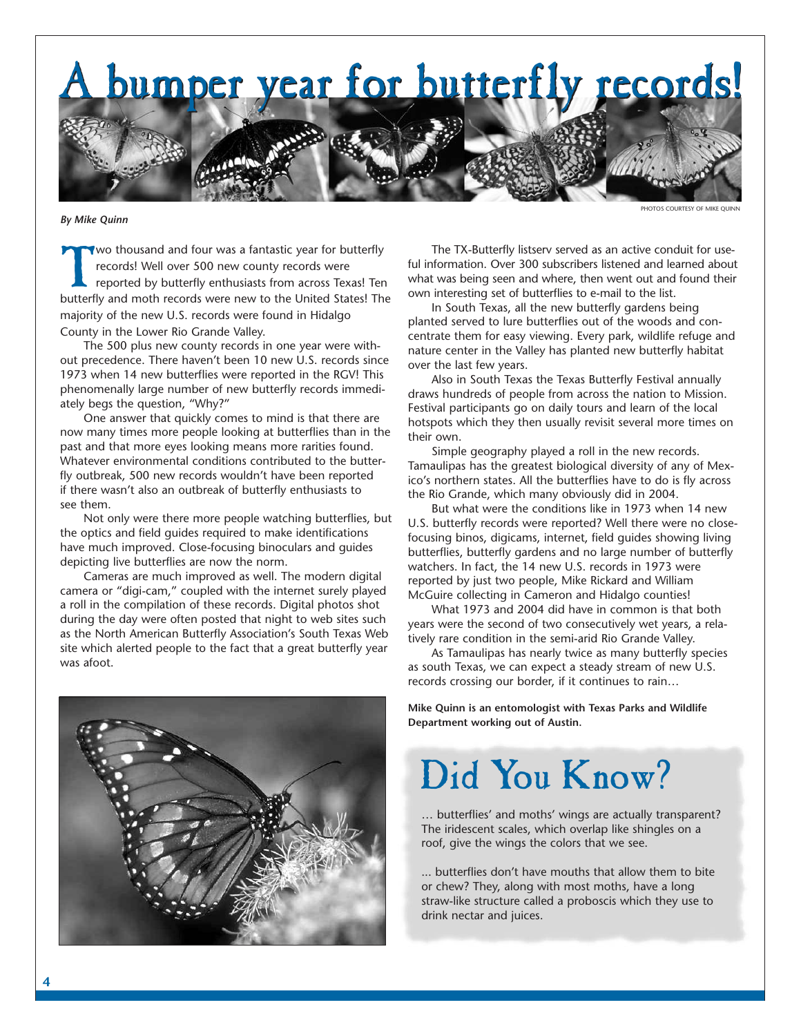# A bumper year for butterfly records!

PHOTOS COURTESY OF MIKE QUINN

***By Mike Quinn***

Two thousand and four was a fantastic year for butterfly records! Well over 500 new county records were reported by butterfly enthusiasts from across Texas! Ten butterfly and moth records were new to the United States! The majority of the new U.S. records were found in Hidalgo County in the Lower Rio Grande Valley.

The 500 plus new county records in one year were without precedence. There haven't been 10 new U.S. records since 1973 when 14 new butterflies were reported in the RGV! This phenomenally large number of new butterfly records immediately begs the question, "Why?"

One answer that quickly comes to mind is that there are now many times more people looking at butterflies than in the past and that more eyes looking means more rarities found. Whatever environmental conditions contributed to the butterfly outbreak, 500 new records wouldn't have been reported if there wasn't also an outbreak of butterfly enthusiasts to see them.

Not only were there more people watching butterflies, but the optics and field guides required to make identifications have much improved. Close-focusing binoculars and guides depicting live butterflies are now the norm.

Cameras are much improved as well. The modern digital camera or "digi-cam," coupled with the internet surely played a roll in the compilation of these records. Digital photos shot during the day were often posted that night to web sites such as the North American Butterfly Association's South Texas Web site which alerted people to the fact that a great butterfly year was afoot.

The TX-Butterfly listserv served as an active conduit for useful information. Over 300 subscribers listened and learned about what was being seen and where, then went out and found their own interesting set of butterflies to e-mail to the list.

In South Texas, all the new butterfly gardens being planted served to lure butterflies out of the woods and concentrate them for easy viewing. Every park, wildlife refuge and nature center in the Valley has planted new butterfly habitat over the last few years.

Also in South Texas the Texas Butterfly Festival annually draws hundreds of people from across the nation to Mission. Festival participants go on daily tours and learn of the local hotspots which they then usually revisit several more times on their own.

Simple geography played a roll in the new records. Tamaulipas has the greatest biological diversity of any of Mexico's northern states. All the butterflies have to do is fly across the Rio Grande, which many obviously did in 2004.

But what were the conditions like in 1973 when 14 new U.S. butterfly records were reported? Well there were no close-focusing binos, digicams, internet, field guides showing living butterflies, butterfly gardens and no large number of butterfly watchers. In fact, the 14 new U.S. records in 1973 were reported by just two people, Mike Rickard and William McGuire collecting in Cameron and Hidalgo counties!

What 1973 and 2004 did have in common is that both years were the second of two consecutively wet years, a relatively rare condition in the semi-arid Rio Grande Valley.

As Tamaulipas has nearly twice as many butterfly species as south Texas, we can expect a steady stream of new U.S. records crossing our border, if it continues to rain…

**Mike Quinn is an entomologist with Texas Parks and Wildlife Department working out of Austin.**

## Did You Know?

… butterflies' and moths' wings are actually transparent? The iridescent scales, which overlap like shingles on a roof, give the wings the colors that we see.

... butterflies don't have mouths that allow them to bite or chew? They, along with most moths, have a long straw-like structure called a proboscis which they use to drink nectar and juices.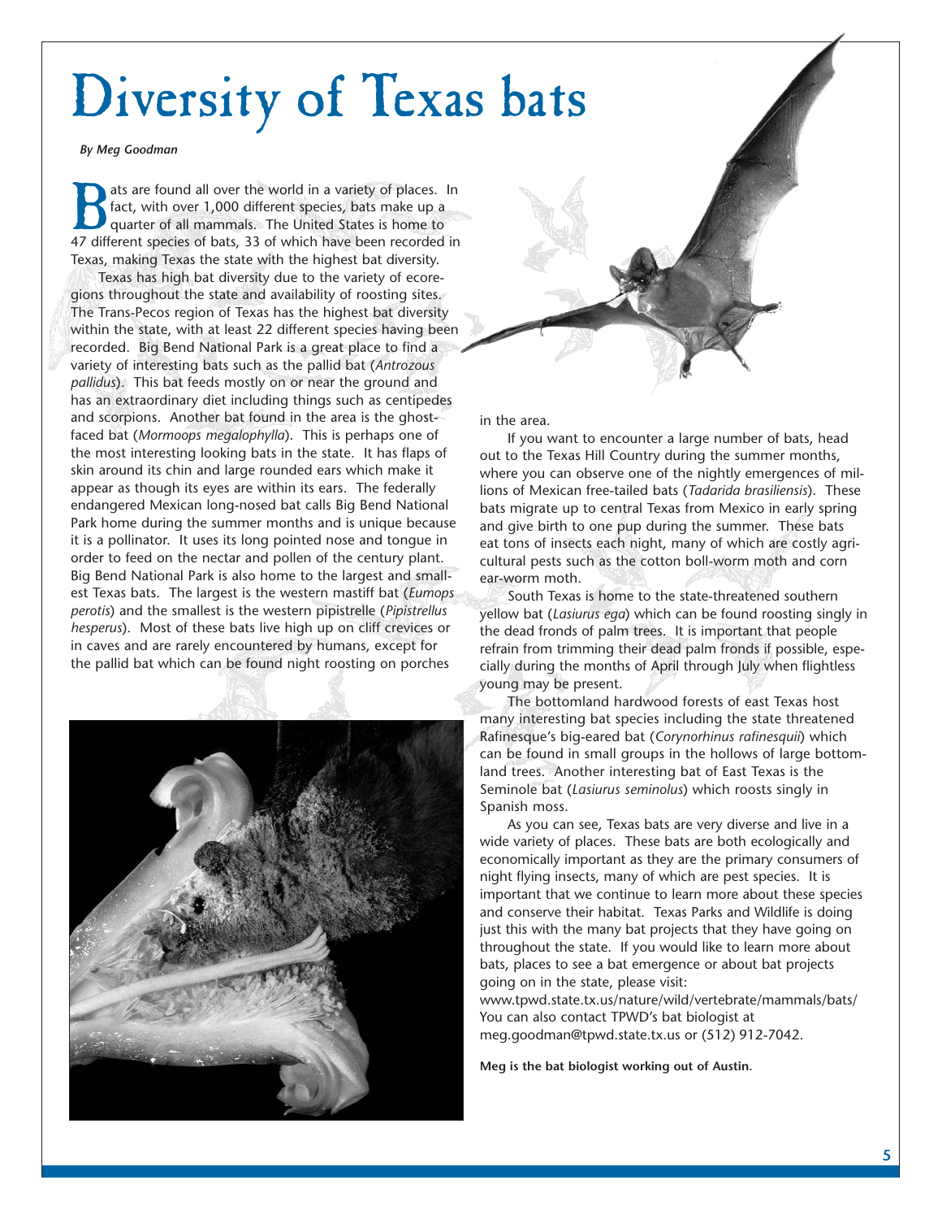# Diversity of Texas bats

*By Meg Goodman*

Bats are found all over the world in a variety of places. In fact, with over 1,000 different species, bats make up a quarter of all mammals. The United States is home to 47 different species of bats, 33 of which have been recorded in Texas, making Texas the state with the highest bat diversity.

Texas has high bat diversity due to the variety of ecoregions throughout the state and availability of roosting sites. The Trans-Pecos region of Texas has the highest bat diversity within the state, with at least 22 different species having been recorded. Big Bend National Park is a great place to find a variety of interesting bats such as the pallid bat (*Antrozous pallidus*). This bat feeds mostly on or near the ground and has an extraordinary diet including things such as centipedes and scorpions. Another bat found in the area is the ghost-faced bat (*Mormoops megalophylla*). This is perhaps one of the most interesting looking bats in the state. It has flaps of skin around its chin and large rounded ears which make it appear as though its eyes are within its ears. The federally endangered Mexican long-nosed bat calls Big Bend National Park home during the summer months and is unique because it is a pollinator. It uses its long pointed nose and tongue in order to feed on the nectar and pollen of the century plant. Big Bend National Park is also home to the largest and smallest Texas bats. The largest is the western mastiff bat (*Eumops perotis*) and the smallest is the western pipistrelle (*Pipistrellus hesperus*). Most of these bats live high up on cliff crevices or in caves and are rarely encountered by humans, except for the pallid bat which can be found night roosting on porches in the area.

If you want to encounter a large number of bats, head out to the Texas Hill Country during the summer months, where you can observe one of the nightly emergences of millions of Mexican free-tailed bats (*Tadarida brasiliensis*). These bats migrate up to central Texas from Mexico in early spring and give birth to one pup during the summer. These bats eat tons of insects each night, many of which are costly agricultural pests such as the cotton boll-worm moth and corn ear-worm moth.

South Texas is home to the state-threatened southern yellow bat (*Lasiurus ega*) which can be found roosting singly in the dead fronds of palm trees. It is important that people refrain from trimming their dead palm fronds if possible, especially during the months of April through July when flightless young may be present.

The bottomland hardwood forests of east Texas host many interesting bat species including the state threatened Rafinesque's big-eared bat (*Corynorhinus rafinesquii*) which can be found in small groups in the hollows of large bottomland trees. Another interesting bat of East Texas is the Seminole bat (*Lasiurus seminolus*) which roosts singly in Spanish moss.

As you can see, Texas bats are very diverse and live in a wide variety of places. These bats are both ecologically and economically important as they are the primary consumers of night flying insects, many of which are pest species. It is important that we continue to learn more about these species and conserve their habitat. Texas Parks and Wildlife is doing just this with the many bat projects that they have going on throughout the state. If you would like to learn more about bats, places to see a bat emergence or about bat projects going on in the state, please visit:
www.tpwd.state.tx.us/nature/wild/vertebrate/mammals/bats/
You can also contact TPWD's bat biologist at meg.goodman@tpwd.state.tx.us or (512) 912-7042.

**Meg is the bat biologist working out of Austin.**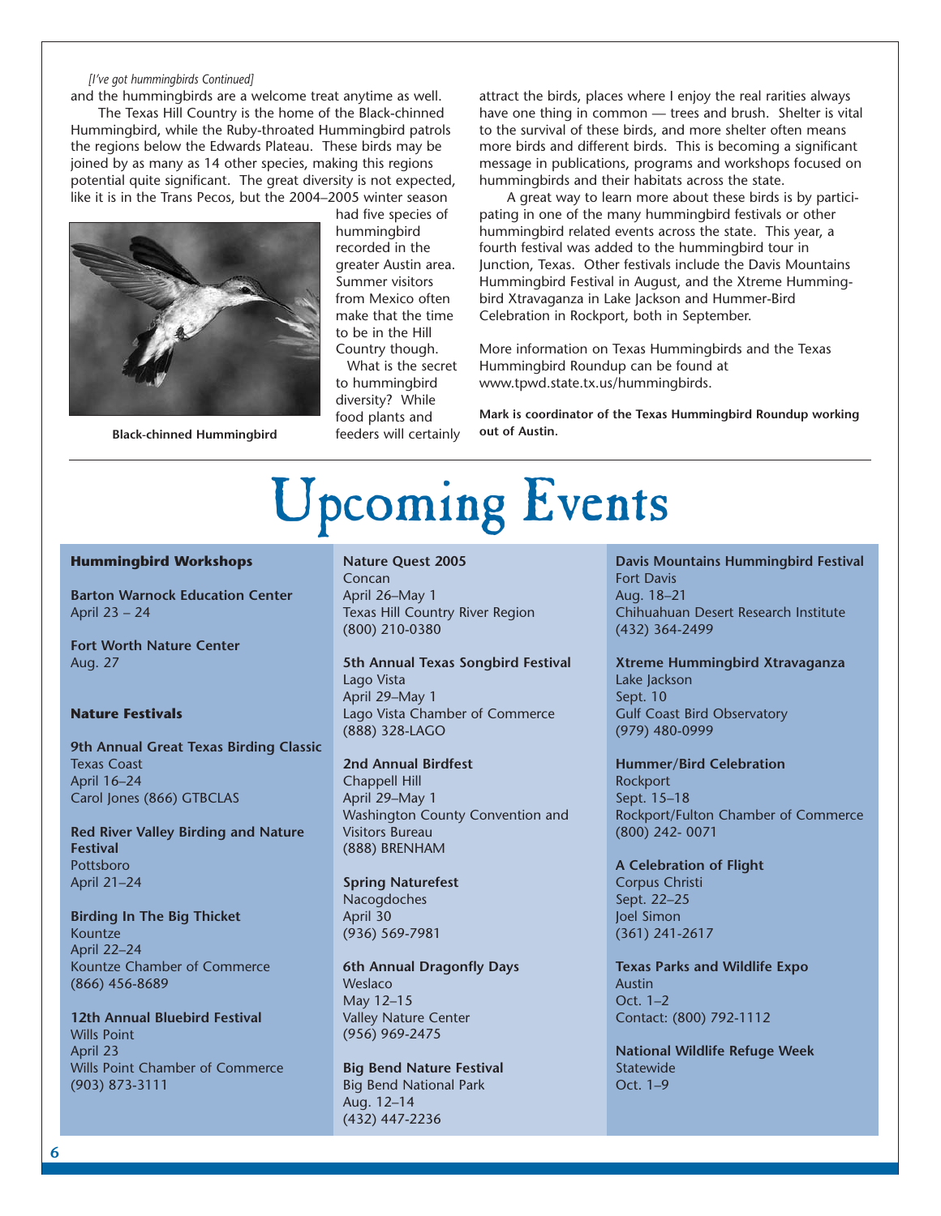*[I've got hummingbirds Continued]*

and the hummingbirds are a welcome treat anytime as well.

The Texas Hill Country is the home of the Black-chinned Hummingbird, while the Ruby-throated Hummingbird patrols the regions below the Edwards Plateau. These birds may be joined by as many as 14 other species, making this regions potential quite significant. The great diversity is not expected, like it is in the Trans Pecos, but the 2004–2005 winter season had five species of hummingbird recorded in the greater Austin area. Summer visitors from Mexico often make that the time to be in the Hill Country though.

**Black-chinned Hummingbird**

What is the secret to hummingbird diversity? While food plants and feeders will certainly attract the birds, places where I enjoy the real rarities always have one thing in common — trees and brush. Shelter is vital to the survival of these birds, and more shelter often means more birds and different birds. This is becoming a significant message in publications, programs and workshops focused on hummingbirds and their habitats across the state.

A great way to learn more about these birds is by participating in one of the many hummingbird festivals or other hummingbird related events across the state. This year, a fourth festival was added to the hummingbird tour in Junction, Texas. Other festivals include the Davis Mountains Hummingbird Festival in August, and the Xtreme Hummingbird Xtravaganza in Lake Jackson and Hummer-Bird Celebration in Rockport, both in September.

More information on Texas Hummingbirds and the Texas Hummingbird Roundup can be found at www.tpwd.state.tx.us/hummingbirds.

**Mark is coordinator of the Texas Hummingbird Roundup working out of Austin.**

# Upcoming Events

**Hummingbird Workshops**

**Barton Warnock Education Center**
April 23 – 24

**Fort Worth Nature Center**
Aug. 27

**Nature Festivals**

**9th Annual Great Texas Birding Classic**
Texas Coast
April 16–24
Carol Jones (866) GTBCLAS

**Red River Valley Birding and Nature Festival**
Pottsboro
April 21–24

**Birding In The Big Thicket**
Kountze
April 22–24
Kountze Chamber of Commerce
(866) 456-8689

**12th Annual Bluebird Festival**
Wills Point
April 23
Wills Point Chamber of Commerce
(903) 873-3111

**Nature Quest 2005**
Concan
April 26–May 1
Texas Hill Country River Region
(800) 210-0380

**5th Annual Texas Songbird Festival**
Lago Vista
April 29–May 1
Lago Vista Chamber of Commerce
(888) 328-LAGO

**2nd Annual Birdfest**
Chappell Hill
April 29–May 1
Washington County Convention and Visitors Bureau
(888) BRENHAM

**Spring Naturefest**
Nacogdoches
April 30
(936) 569-7981

**6th Annual Dragonfly Days**
Weslaco
May 12–15
Valley Nature Center
(956) 969-2475

**Big Bend Nature Festival**
Big Bend National Park
Aug. 12–14
(432) 447-2236

**Davis Mountains Hummingbird Festival**
Fort Davis
Aug. 18–21
Chihuahuan Desert Research Institute
(432) 364-2499

**Xtreme Hummingbird Xtravaganza**
Lake Jackson
Sept. 10
Gulf Coast Bird Observatory
(979) 480-0999

**Hummer/Bird Celebration**
Rockport
Sept. 15–18
Rockport/Fulton Chamber of Commerce
(800) 242- 0071

**A Celebration of Flight**
Corpus Christi
Sept. 22–25
Joel Simon
(361) 241-2617

**Texas Parks and Wildlife Expo**
Austin
Oct. 1–2
Contact: (800) 792-1112

**National Wildlife Refuge Week**
Statewide
Oct. 1–9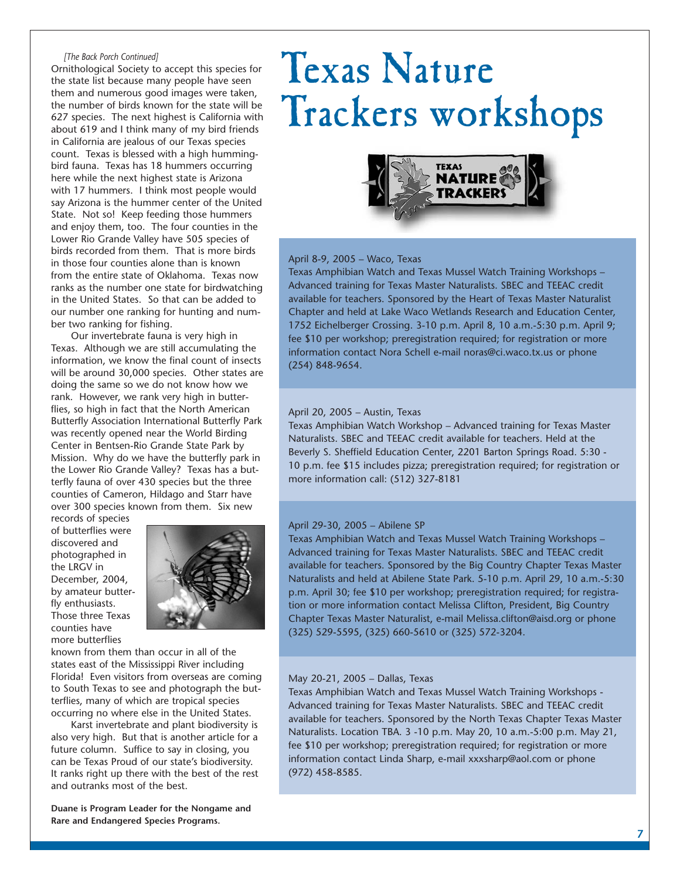*[The Back Porch Continued]*

Ornithological Society to accept this species for the state list because many people have seen them and numerous good images were taken, the number of birds known for the state will be 627 species. The next highest is California with about 619 and I think many of my bird friends in California are jealous of our Texas species count. Texas is blessed with a high hummingbird fauna. Texas has 18 hummers occurring here while the next highest state is Arizona with 17 hummers. I think most people would say Arizona is the hummer center of the United State. Not so! Keep feeding those hummers and enjoy them, too. The four counties in the Lower Rio Grande Valley have 505 species of birds recorded from them. That is more birds in those four counties alone than is known from the entire state of Oklahoma. Texas now ranks as the number one state for birdwatching in the United States. So that can be added to our number one ranking for hunting and number two ranking for fishing.

Our invertebrate fauna is very high in Texas. Although we are still accumulating the information, we know the final count of insects will be around 30,000 species. Other states are doing the same so we do not know how we rank. However, we rank very high in butterflies, so high in fact that the North American Butterfly Association International Butterfly Park was recently opened near the World Birding Center in Bentsen-Rio Grande State Park by Mission. Why do we have the butterfly park in the Lower Rio Grande Valley? Texas has a butterfly fauna of over 430 species but the three counties of Cameron, Hildago and Starr have over 300 species known from them. Six new records of species of butterflies were discovered and photographed in the LRGV in December, 2004, by amateur butterfly enthusiasts. Those three Texas counties have more butterflies known from them than occur in all of the states east of the Mississippi River including Florida! Even visitors from overseas are coming to South Texas to see and photograph the butterflies, many of which are tropical species occurring no where else in the United States.

Karst invertebrate and plant biodiversity is also very high. But that is another article for a future column. Suffice to say in closing, you can be Texas Proud of our state's biodiversity. It ranks right up there with the best of the rest and outranks most of the best.

**Duane is Program Leader for the Nongame and Rare and Endangered Species Programs.**

# Texas Nature Trackers workshops

April 8-9, 2005 – Waco, Texas
Texas Amphibian Watch and Texas Mussel Watch Training Workshops – Advanced training for Texas Master Naturalists. SBEC and TEEAC credit available for teachers. Sponsored by the Heart of Texas Master Naturalist Chapter and held at Lake Waco Wetlands Research and Education Center, 1752 Eichelberger Crossing. 3-10 p.m. April 8, 10 a.m.-5:30 p.m. April 9; fee $10 per workshop; preregistration required; for registration or more information contact Nora Schell e-mail noras@ci.waco.tx.us or phone (254) 848-9654.

April 20, 2005 – Austin, Texas
Texas Amphibian Watch Workshop – Advanced training for Texas Master Naturalists. SBEC and TEEAC credit available for teachers. Held at the Beverly S. Sheffield Education Center, 2201 Barton Springs Road. 5:30 - 10 p.m. fee $15 includes pizza; preregistration required; for registration or more information call: (512) 327-8181

April 29-30, 2005 – Abilene SP
Texas Amphibian Watch and Texas Mussel Watch Training Workshops – Advanced training for Texas Master Naturalists. SBEC and TEEAC credit available for teachers. Sponsored by the Big Country Chapter Texas Master Naturalists and held at Abilene State Park. 5-10 p.m. April 29, 10 a.m.-5:30 p.m. April 30; fee $10 per workshop; preregistration required; for registration or more information contact Melissa Clifton, President, Big Country Chapter Texas Master Naturalist, e-mail Melissa.clifton@aisd.org or phone (325) 529-5595, (325) 660-5610 or (325) 572-3204.

May 20-21, 2005 – Dallas, Texas
Texas Amphibian Watch and Texas Mussel Watch Training Workshops - Advanced training for Texas Master Naturalists. SBEC and TEEAC credit available for teachers. Sponsored by the North Texas Chapter Texas Master Naturalists. Location TBA. 3 -10 p.m. May 20, 10 a.m.-5:00 p.m. May 21, fee $10 per workshop; preregistration required; for registration or more information contact Linda Sharp, e-mail xxxsharp@aol.com or phone (972) 458-8585.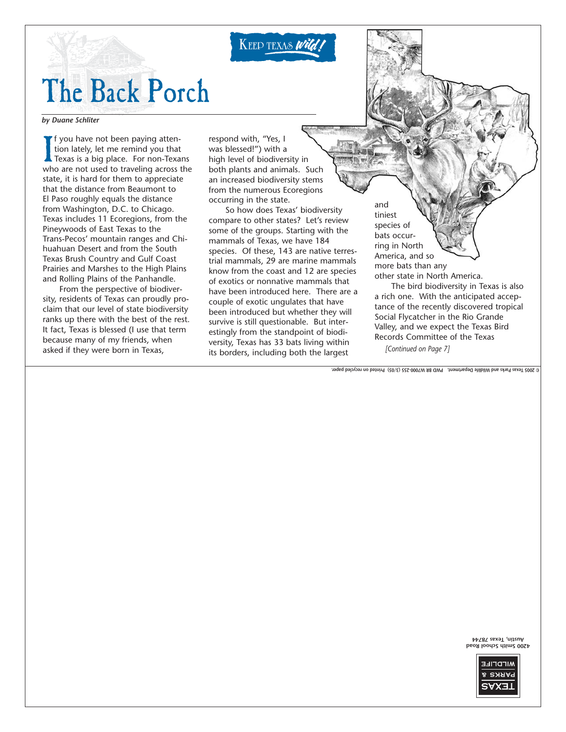KEEP TEXAS *Wild!*

# The Back Porch

*by Duane Schliter*

If you have not been paying attention lately, let me remind you that Texas is a big place. For non-Texans who are not used to traveling across the state, it is hard for them to appreciate that the distance from Beaumont to El Paso roughly equals the distance from Washington, D.C. to Chicago. Texas includes 11 Ecoregions, from the Pineywoods of East Texas to the Trans-Pecos' mountain ranges and Chihuahuan Desert and from the South Texas Brush Country and Gulf Coast Prairies and Marshes to the High Plains and Rolling Plains of the Panhandle.

From the perspective of biodiversity, residents of Texas can proudly proclaim that our level of state biodiversity ranks up there with the best of the rest. It fact, Texas is blessed (I use that term because many of my friends, when asked if they were born in Texas, respond with, "Yes, I was blessed!") with a high level of biodiversity in both plants and animals. Such an increased biodiversity stems from the numerous Ecoregions occurring in the state.

So how does Texas' biodiversity compare to other states? Let's review some of the groups. Starting with the mammals of Texas, we have 184 species. Of these, 143 are native terrestrial mammals, 29 are marine mammals know from the coast and 12 are species of exotics or nonnative mammals that have been introduced here. There are a couple of exotic ungulates that have been introduced but whether they will survive is still questionable. But interestingly from the standpoint of biodiversity, Texas has 33 bats living within its borders, including both the largest and tiniest species of bats occurring in North America, and so more bats than any other state in North America.

The bird biodiversity in Texas is also a rich one. With the anticipated acceptance of the recently discovered tropical Social Flycatcher in the Rio Grande Valley, and we expect the Texas Bird Records Committee of the Texas

*[Continued on Page 7]*

© 2005 Texas Parks and Wildlife Department. PWD BR W7000-255 (3/05) Printed on recycled paper.

TEXAS PARKS & WILDLIFE

4200 Smith School Road
Austin, Texas 78744